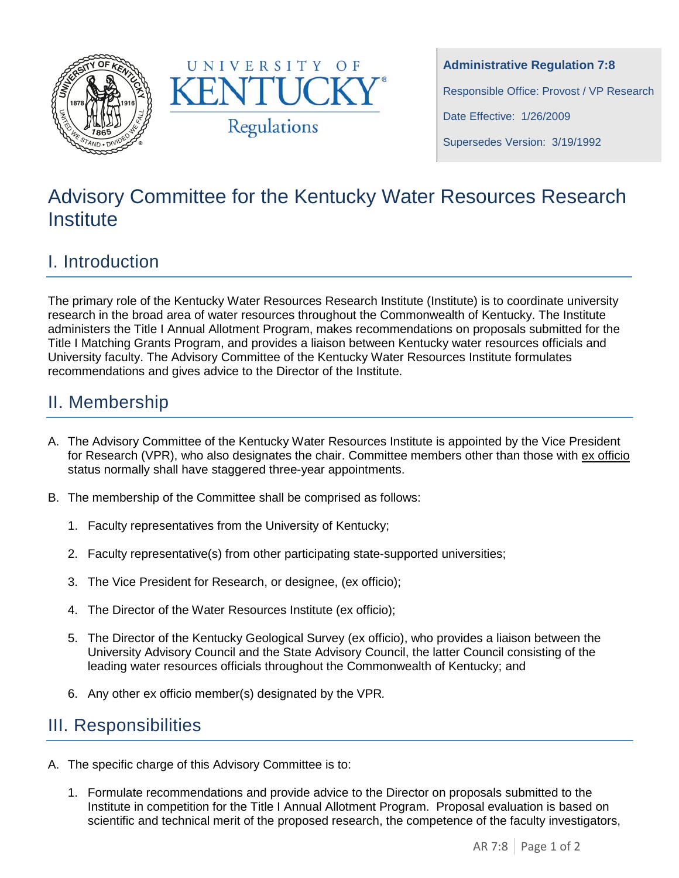UNIVERSITY OF KENTUCKY Regulations

**Administrative Regulation 7:8**

Responsible Office: Provost / VP Research

Date Effective: 1/26/2009

Supersedes Version: 3/19/1992

# Advisory Committee for the Kentucky Water Resources Research Institute

## I. Introduction

The primary role of the Kentucky Water Resources Research Institute (Institute) is to coordinate university research in the broad area of water resources throughout the Commonwealth of Kentucky. The Institute administers the Title I Annual Allotment Program, makes recommendations on proposals submitted for the Title I Matching Grants Program, and provides a liaison between Kentucky water resources officials and University faculty. The Advisory Committee of the Kentucky Water Resources Institute formulates recommendations and gives advice to the Director of the Institute.

## II. Membership

A. The Advisory Committee of the Kentucky Water Resources Institute is appointed by the Vice President for Research (VPR), who also designates the chair. Committee members other than those with ex officio status normally shall have staggered three-year appointments.

B. The membership of the Committee shall be comprised as follows:

   1. Faculty representatives from the University of Kentucky;

   2. Faculty representative(s) from other participating state-supported universities;

   3. The Vice President for Research, or designee, (ex officio);

   4. The Director of the Water Resources Institute (ex officio);

   5. The Director of the Kentucky Geological Survey (ex officio), who provides a liaison between the University Advisory Council and the State Advisory Council, the latter Council consisting of the leading water resources officials throughout the Commonwealth of Kentucky; and

   6. Any other ex officio member(s) designated by the VPR.

## III. Responsibilities

A. The specific charge of this Advisory Committee is to:

   1. Formulate recommendations and provide advice to the Director on proposals submitted to the Institute in competition for the Title I Annual Allotment Program. Proposal evaluation is based on scientific and technical merit of the proposed research, the competence of the faculty investigators,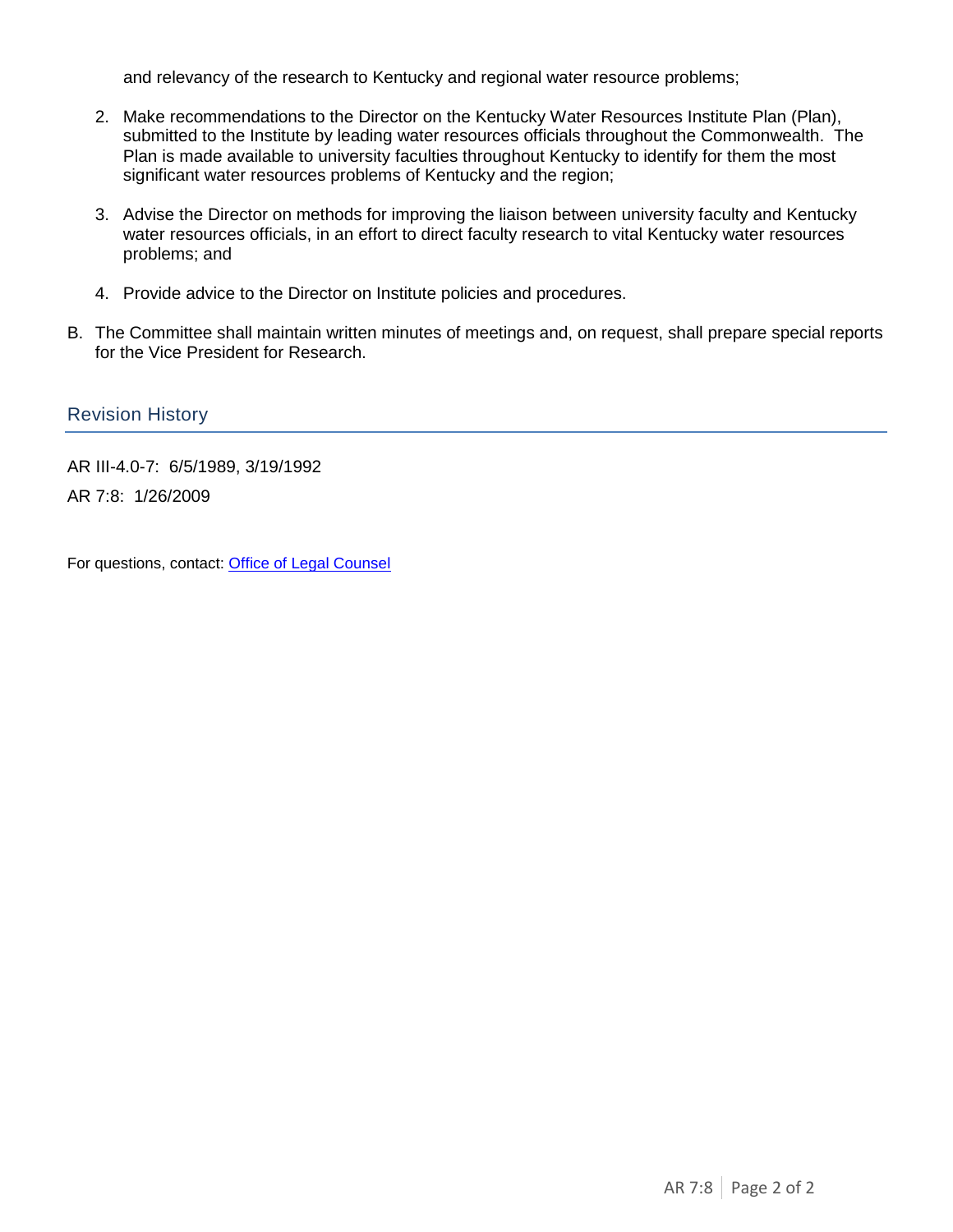and relevancy of the research to Kentucky and regional water resource problems;

2. Make recommendations to the Director on the Kentucky Water Resources Institute Plan (Plan), submitted to the Institute by leading water resources officials throughout the Commonwealth. The Plan is made available to university faculties throughout Kentucky to identify for them the most significant water resources problems of Kentucky and the region;

3. Advise the Director on methods for improving the liaison between university faculty and Kentucky water resources officials, in an effort to direct faculty research to vital Kentucky water resources problems; and

4. Provide advice to the Director on Institute policies and procedures.

B. The Committee shall maintain written minutes of meetings and, on request, shall prepare special reports for the Vice President for Research.

## Revision History

AR III-4.0-7: 6/5/1989, 3/19/1992

AR 7:8: 1/26/2009

For questions, contact: [Office of Legal Counsel]